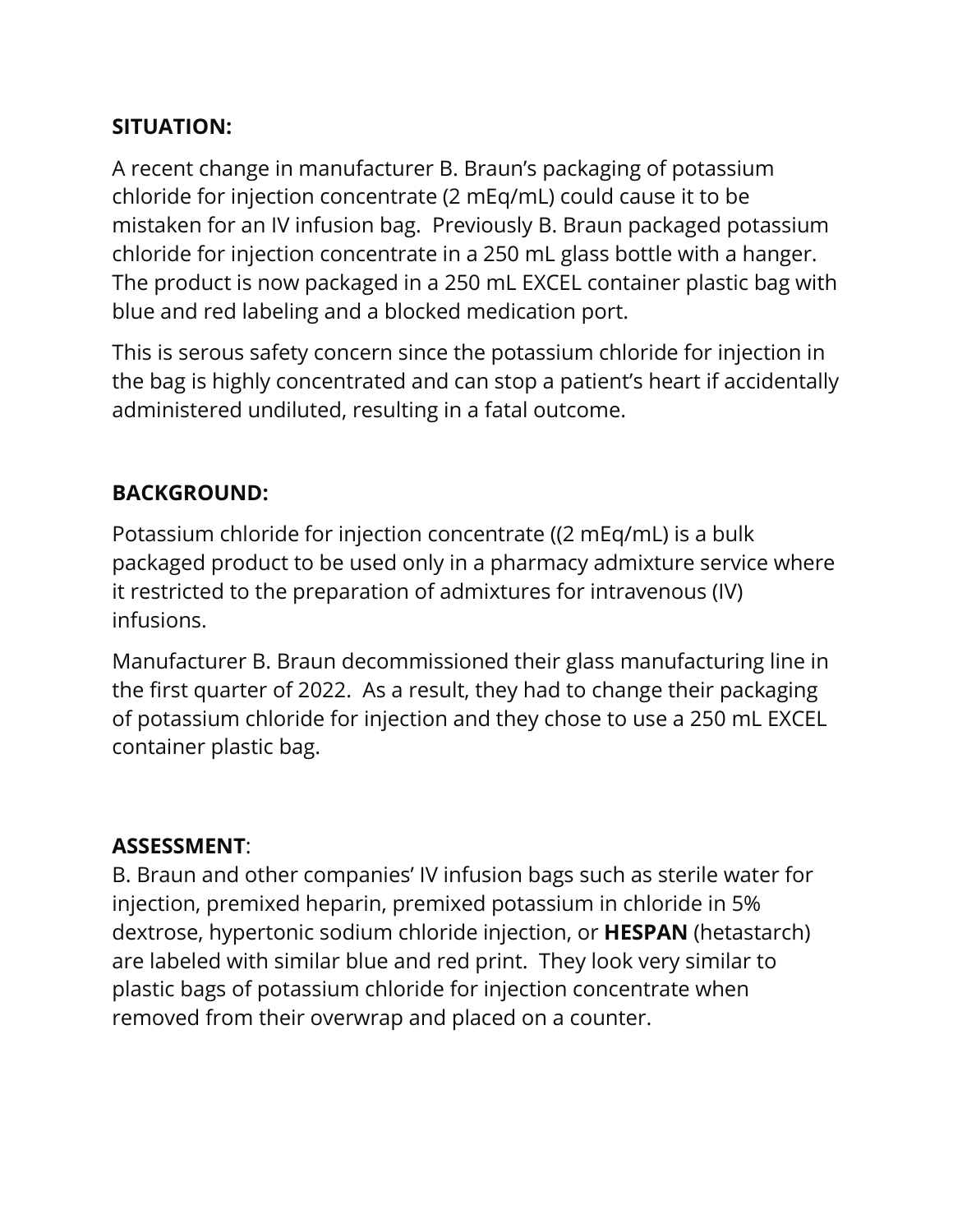**SITUATION:**

A recent change in manufacturer B. Braun's packaging of potassium chloride for injection concentrate (2 mEq/mL) could cause it to be mistaken for an IV infusion bag.  Previously B. Braun packaged potassium chloride for injection concentrate in a 250 mL glass bottle with a hanger.  The product is now packaged in a 250 mL EXCEL container plastic bag with blue and red labeling and a blocked medication port.

This is serous safety concern since the potassium chloride for injection in the bag is highly concentrated and can stop a patient's heart if accidentally administered undiluted, resulting in a fatal outcome.

**BACKGROUND:**

Potassium chloride for injection concentrate ((2 mEq/mL) is a bulk packaged product to be used only in a pharmacy admixture service where it restricted to the preparation of admixtures for intravenous (IV) infusions.

Manufacturer B. Braun decommissioned their glass manufacturing line in the first quarter of 2022.  As a result, they had to change their packaging of potassium chloride for injection and they chose to use a 250 mL EXCEL container plastic bag.

**ASSESSMENT**:
B. Braun and other companies' IV infusion bags such as sterile water for injection, premixed heparin, premixed potassium in chloride in 5% dextrose, hypertonic sodium chloride injection, or **HESPAN** (hetastarch) are labeled with similar blue and red print.  They look very similar to plastic bags of potassium chloride for injection concentrate when removed from their overwrap and placed on a counter.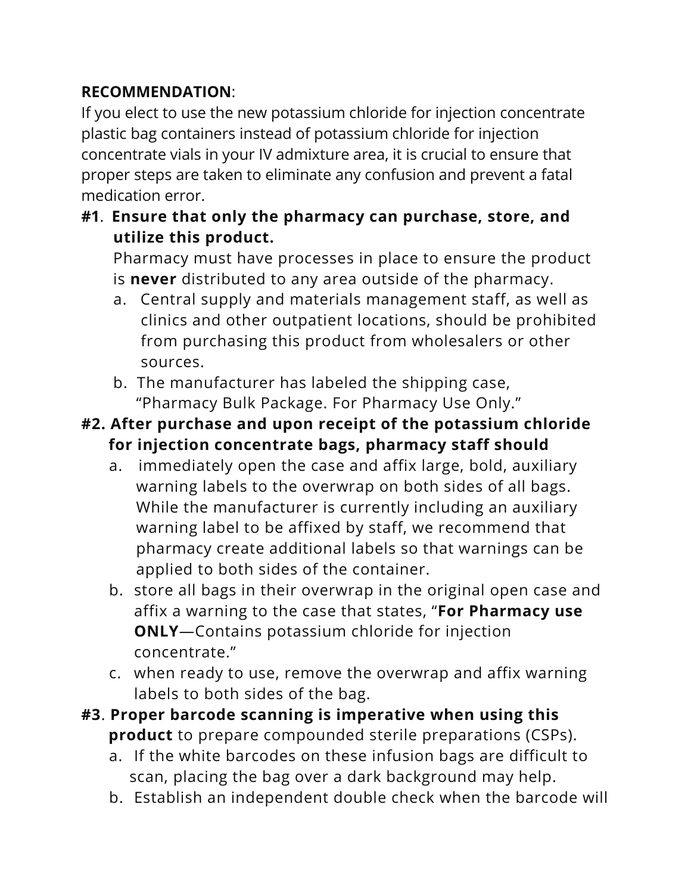**RECOMMENDATION**:

If you elect to use the new potassium chloride for injection concentrate plastic bag containers instead of potassium chloride for injection concentrate vials in your IV admixture area, it is crucial to ensure that proper steps are taken to eliminate any confusion and prevent a fatal medication error.

**#1**. **Ensure that only the pharmacy can purchase, store, and utilize this product.**

Pharmacy must have processes in place to ensure the product is **never** distributed to any area outside of the pharmacy.

a. Central supply and materials management staff, as well as clinics and other outpatient locations, should be prohibited from purchasing this product from wholesalers or other sources.

b. The manufacturer has labeled the shipping case, "Pharmacy Bulk Package. For Pharmacy Use Only."

**#2. After purchase and upon receipt of the potassium chloride for injection concentrate bags, pharmacy staff should**

a. immediately open the case and affix large, bold, auxiliary warning labels to the overwrap on both sides of all bags. While the manufacturer is currently including an auxiliary warning label to be affixed by staff, we recommend that pharmacy create additional labels so that warnings can be applied to both sides of the container.

b. store all bags in their overwrap in the original open case and affix a warning to the case that states, "**For Pharmacy use ONLY**—Contains potassium chloride for injection concentrate."

c. when ready to use, remove the overwrap and affix warning labels to both sides of the bag.

**#3**. **Proper barcode scanning is imperative when using this product** to prepare compounded sterile preparations (CSPs).

a. If the white barcodes on these infusion bags are difficult to scan, placing the bag over a dark background may help.

b. Establish an independent double check when the barcode will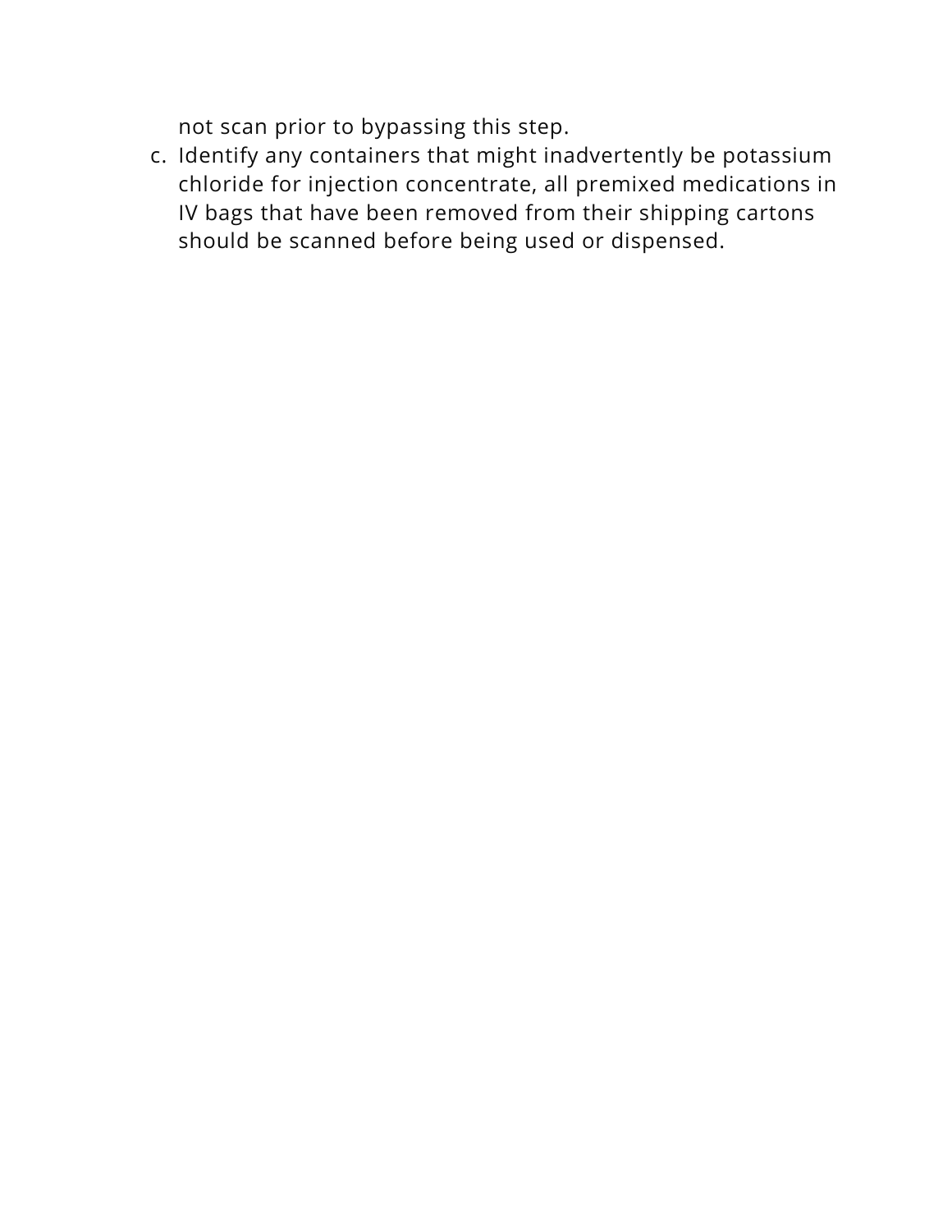not scan prior to bypassing this step.

c. Identify any containers that might inadvertently be potassium chloride for injection concentrate, all premixed medications in IV bags that have been removed from their shipping cartons should be scanned before being used or dispensed.